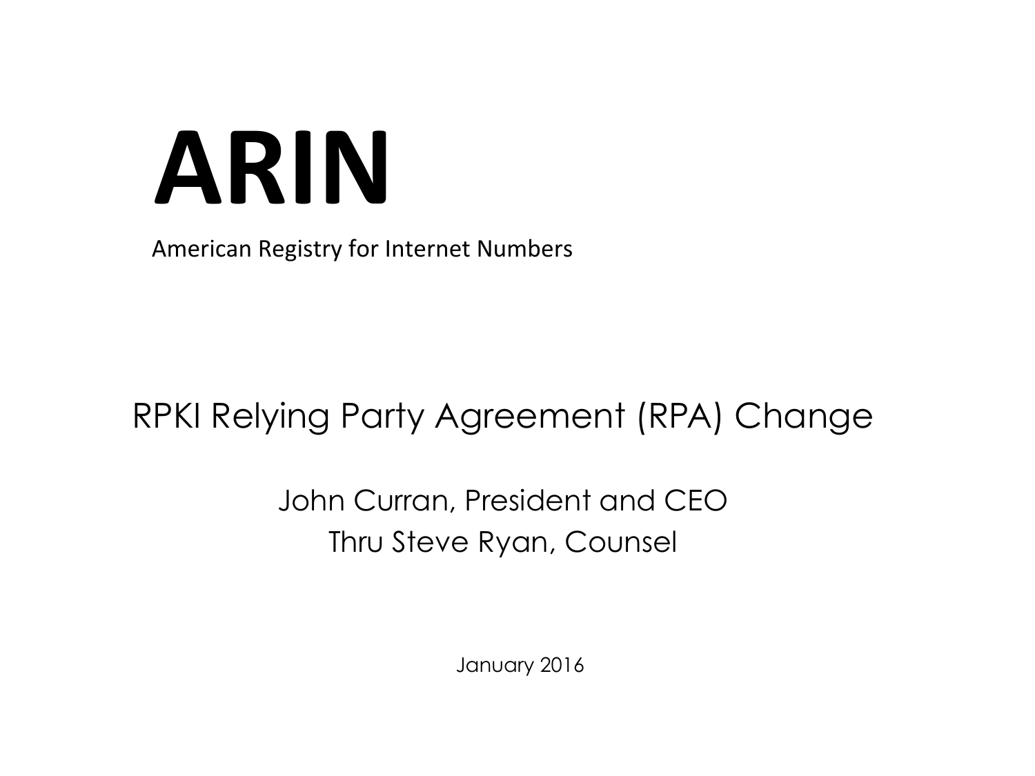# ARIN

American Registry for Internet Numbers

## RPKI Relying Party Agreement (RPA) Change

John Curran, President and CEO
Thru Steve Ryan, Counsel

January 2016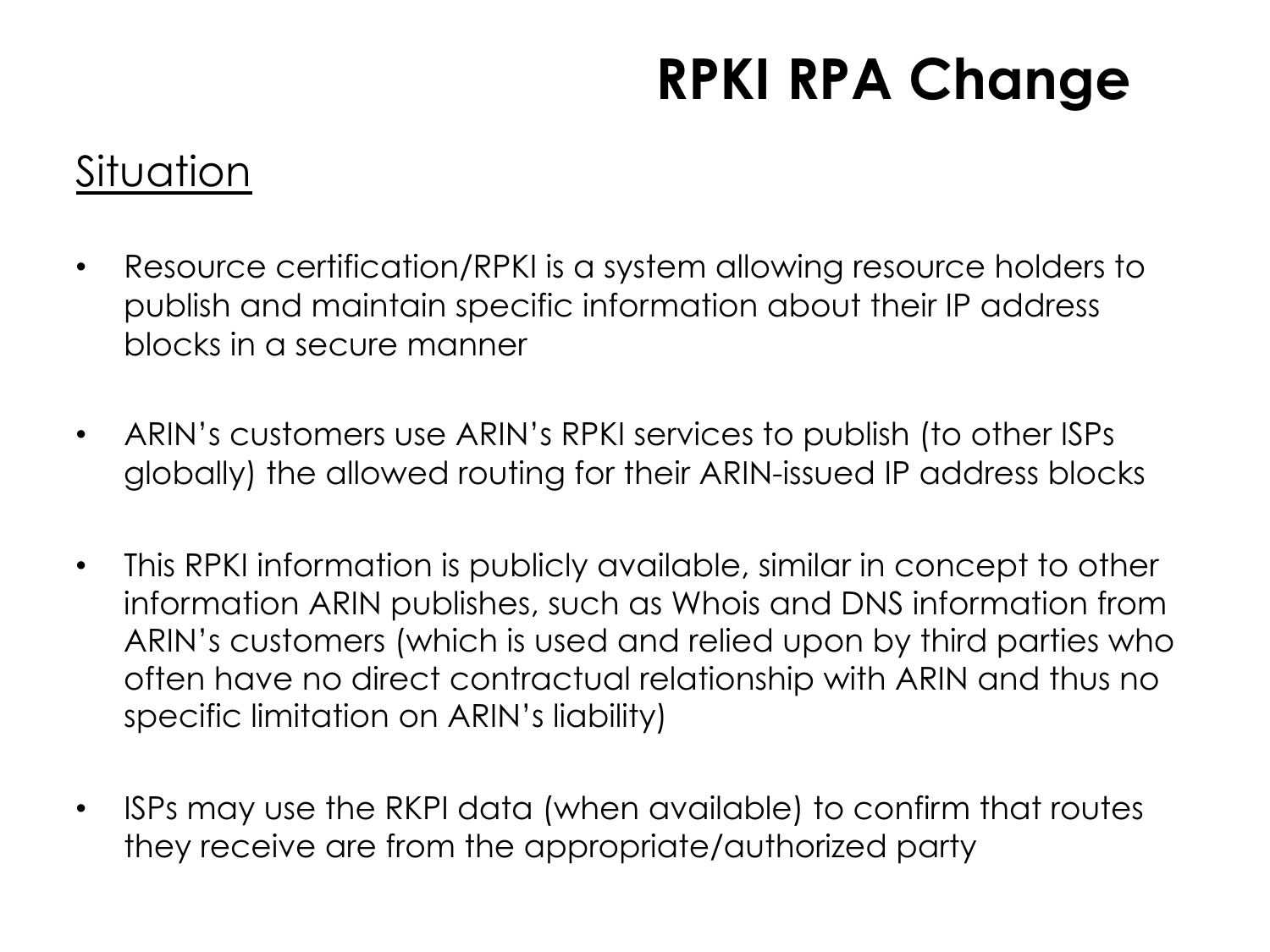# RPKI RPA Change

## Situation

- Resource certification/RPKI is a system allowing resource holders to publish and maintain specific information about their IP address blocks in a secure manner
- ARIN's customers use ARIN's RPKI services to publish (to other ISPs globally) the allowed routing for their ARIN-issued IP address blocks
- This RPKI information is publicly available, similar in concept to other information ARIN publishes, such as Whois and DNS information from ARIN's customers (which is used and relied upon by third parties who often have no direct contractual relationship with ARIN and thus no specific limitation on ARIN's liability)
- ISPs may use the RKPI data (when available) to confirm that routes they receive are from the appropriate/authorized party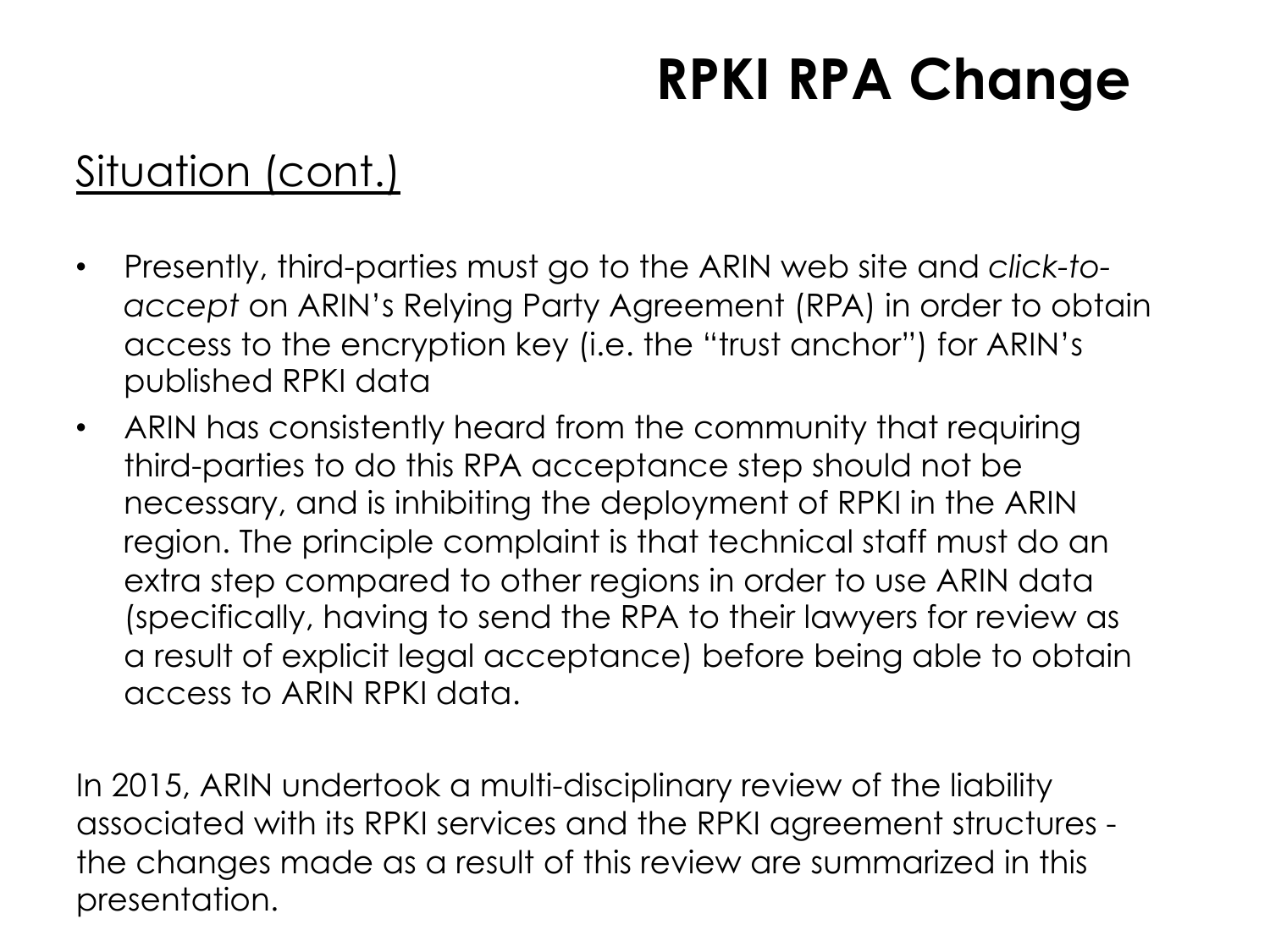# RPKI RPA Change

## Situation (cont.)

- Presently, third-parties must go to the ARIN web site and *click-to-accept* on ARIN's Relying Party Agreement (RPA) in order to obtain access to the encryption key (i.e. the "trust anchor") for ARIN's published RPKI data
- ARIN has consistently heard from the community that requiring third-parties to do this RPA acceptance step should not be necessary, and is inhibiting the deployment of RPKI in the ARIN region. The principle complaint is that technical staff must do an extra step compared to other regions in order to use ARIN data (specifically, having to send the RPA to their lawyers for review as a result of explicit legal acceptance) before being able to obtain access to ARIN RPKI data.

In 2015, ARIN undertook a multi-disciplinary review of the liability associated with its RPKI services and the RPKI agreement structures - the changes made as a result of this review are summarized in this presentation.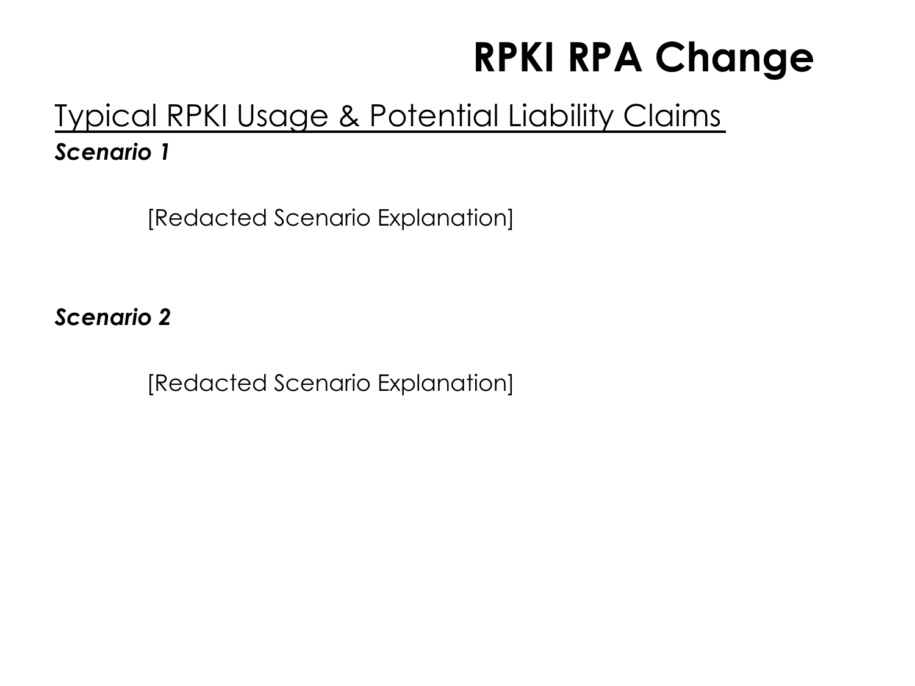# RPKI RPA Change

## Typical RPKI Usage & Potential Liability Claims

***Scenario 1***

[Redacted Scenario Explanation]

***Scenario 2***

[Redacted Scenario Explanation]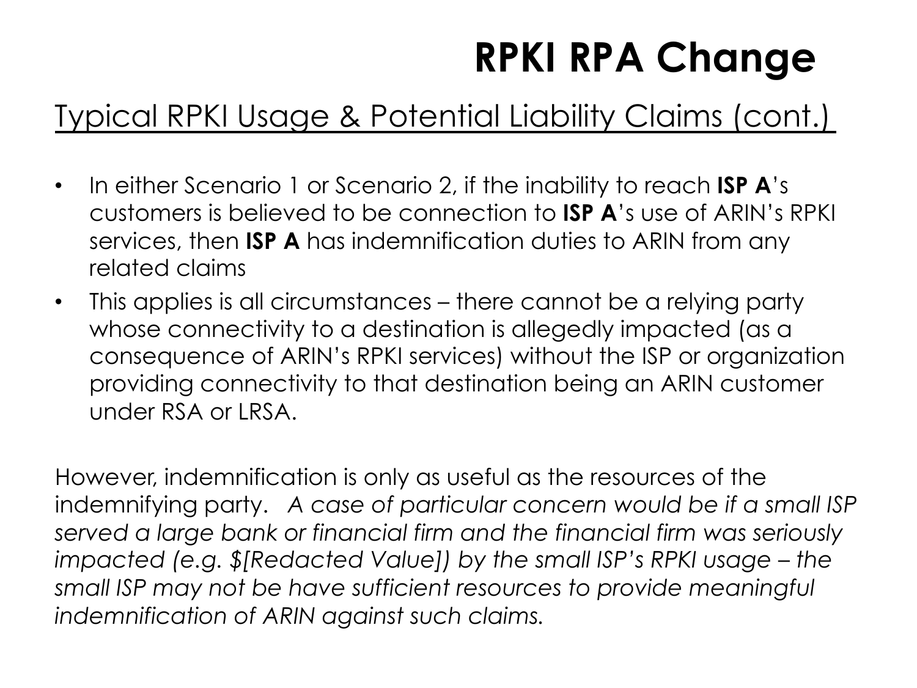# RPKI RPA Change

Typical RPKI Usage & Potential Liability Claims (cont.)

- In either Scenario 1 or Scenario 2, if the inability to reach **ISP A**'s customers is believed to be connection to **ISP A**'s use of ARIN's RPKI services, then **ISP A** has indemnification duties to ARIN from any related claims
- This applies is all circumstances – there cannot be a relying party whose connectivity to a destination is allegedly impacted (as a consequence of ARIN's RPKI services) without the ISP or organization providing connectivity to that destination being an ARIN customer under RSA or LRSA.

However, indemnification is only as useful as the resources of the indemnifying party. *A case of particular concern would be if a small ISP served a large bank or financial firm and the financial firm was seriously impacted (e.g. $[Redacted Value]) by the small ISP's RPKI usage – the small ISP may not be have sufficient resources to provide meaningful indemnification of ARIN against such claims.*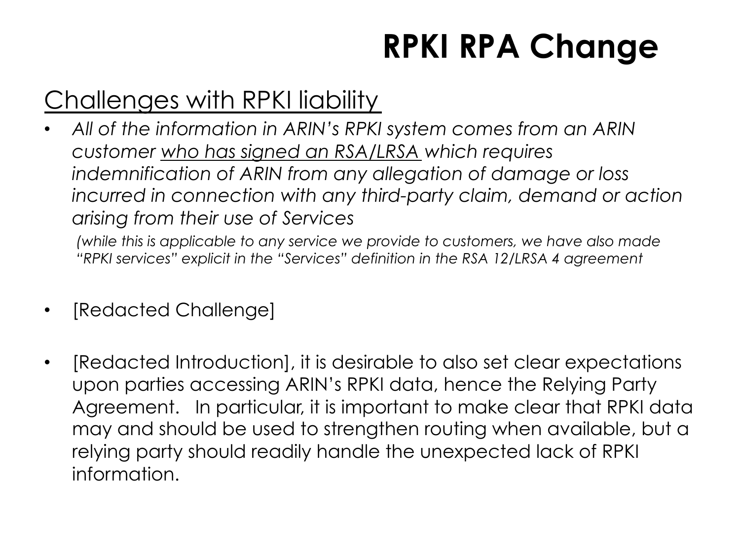# RPKI RPA Change

## <u>Challenges with RPKI liability</u>

- *All of the information in ARIN's RPKI system comes from an ARIN customer <u>who has signed an RSA/LRSA</u> which requires indemnification of ARIN from any allegation of damage or loss incurred in connection with any third-party claim, demand or action arising from their use of Services*

  *(while this is applicable to any service we provide to customers, we have also made "RPKI services" explicit in the "Services" definition in the RSA 12/LRSA 4 agreement*

- [Redacted Challenge]

- [Redacted Introduction], it is desirable to also set clear expectations upon parties accessing ARIN's RPKI data, hence the Relying Party Agreement. In particular, it is important to make clear that RPKI data may and should be used to strengthen routing when available, but a relying party should readily handle the unexpected lack of RPKI information.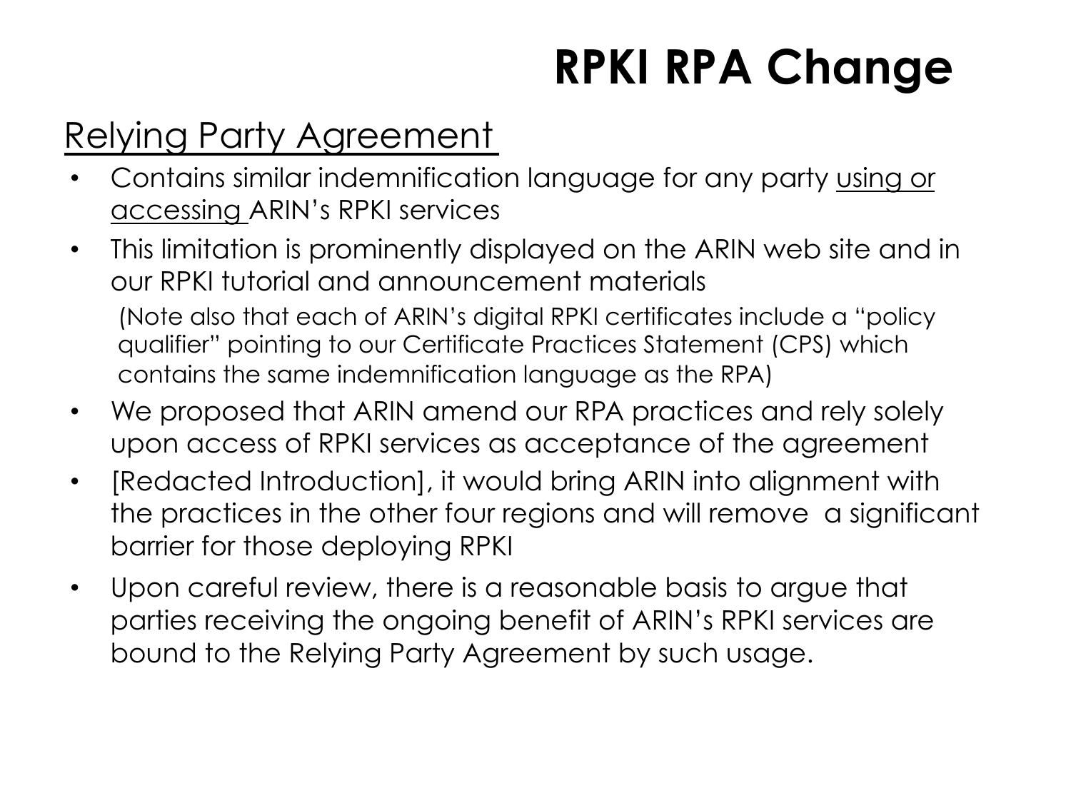# RPKI RPA Change

## <u>Relying Party Agreement</u>

- Contains similar indemnification language for any party <u>using or accessing</u> ARIN's RPKI services
- This limitation is prominently displayed on the ARIN web site and in our RPKI tutorial and announcement materials

  (Note also that each of ARIN's digital RPKI certificates include a "policy qualifier" pointing to our Certificate Practices Statement (CPS) which contains the same indemnification language as the RPA)

- We proposed that ARIN amend our RPA practices and rely solely upon access of RPKI services as acceptance of the agreement
- [Redacted Introduction], it would bring ARIN into alignment with the practices in the other four regions and will remove a significant barrier for those deploying RPKI
- Upon careful review, there is a reasonable basis to argue that parties receiving the ongoing benefit of ARIN's RPKI services are bound to the Relying Party Agreement by such usage.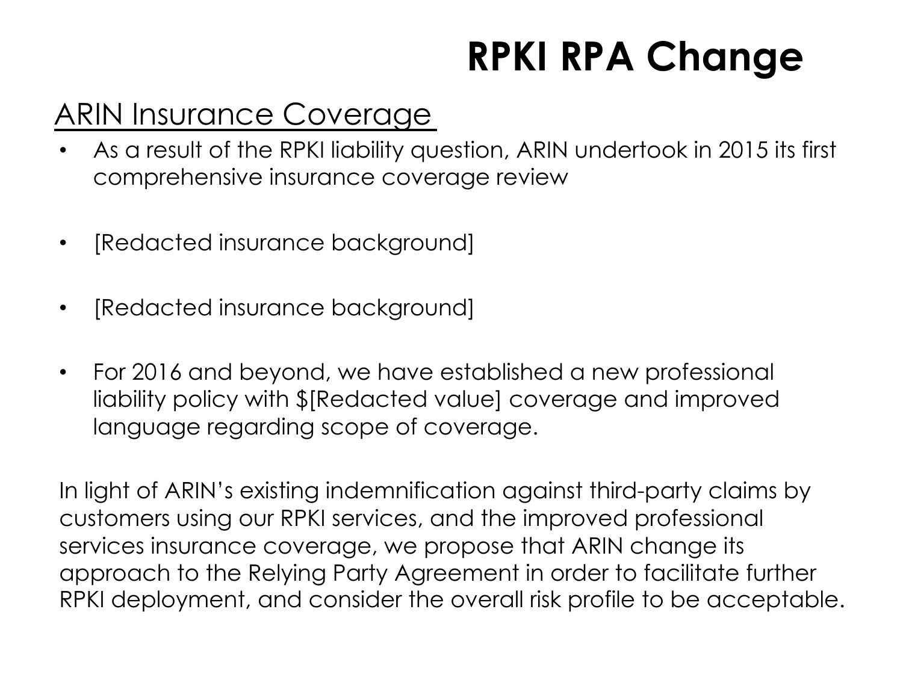# RPKI RPA Change

## ARIN Insurance Coverage

- As a result of the RPKI liability question, ARIN undertook in 2015 its first comprehensive insurance coverage review
- [Redacted insurance background]
- [Redacted insurance background]
- For 2016 and beyond, we have established a new professional liability policy with $[Redacted value] coverage and improved language regarding scope of coverage.

In light of ARIN's existing indemnification against third-party claims by customers using our RPKI services, and the improved professional services insurance coverage, we propose that ARIN change its approach to the Relying Party Agreement in order to facilitate further RPKI deployment, and consider the overall risk profile to be acceptable.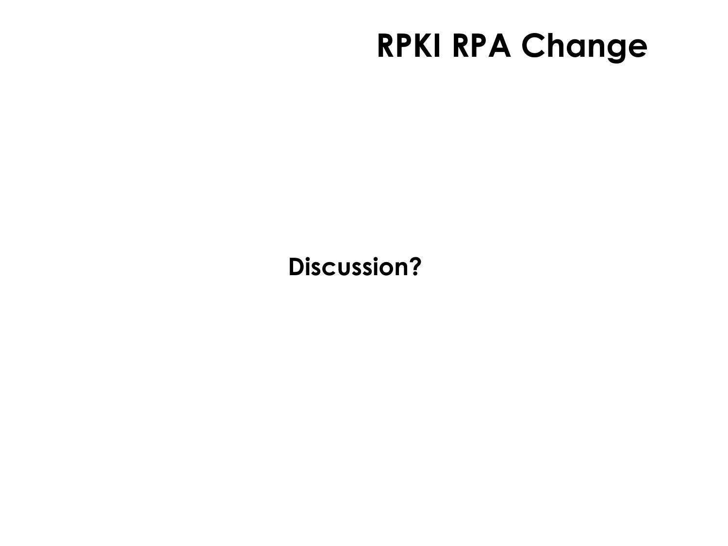# RPKI RPA Change

**Discussion?**